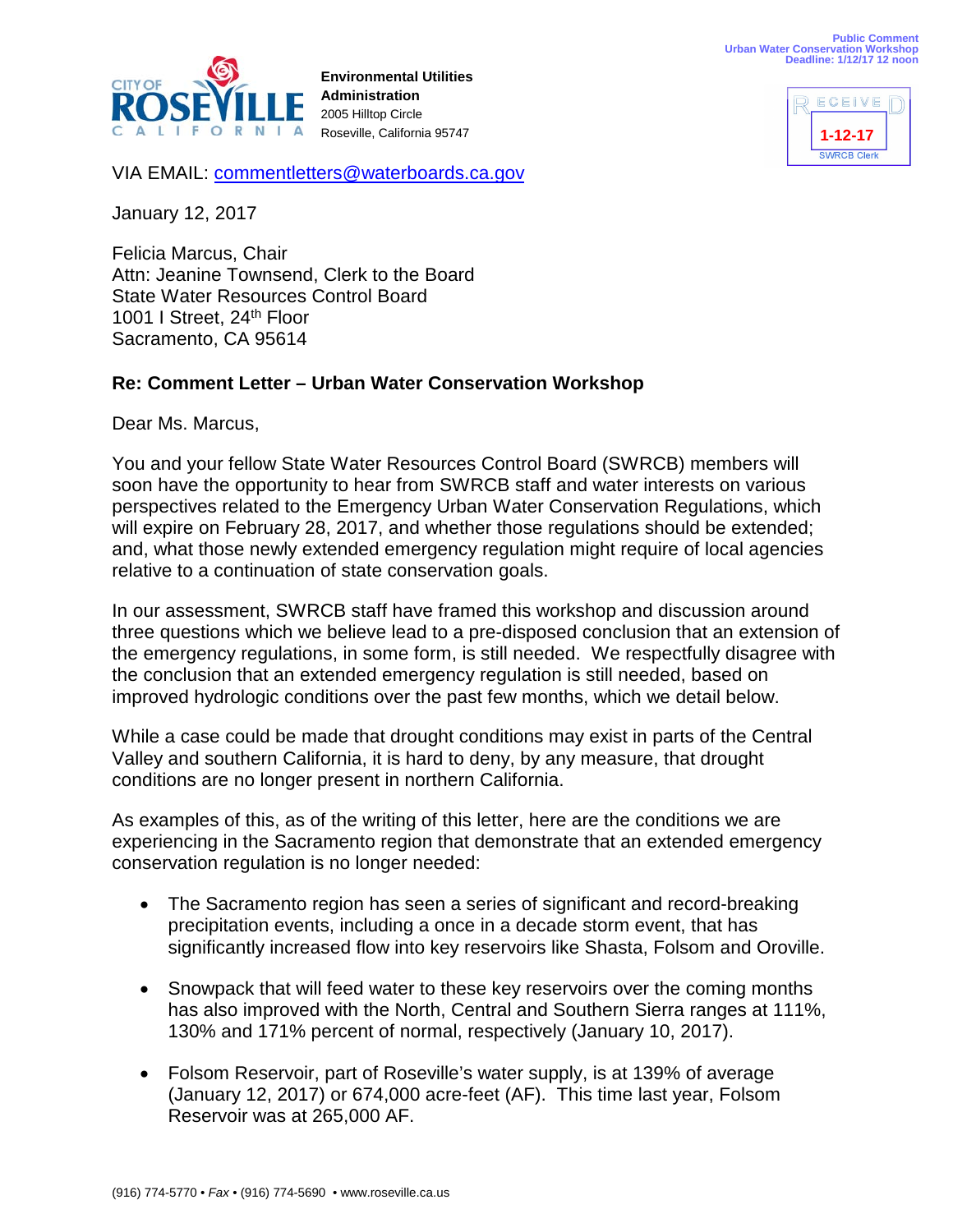Public Comment
Urban Water Conservation Workshop
Deadline: 1/12/17 12 noon

RECEIVED
1-12-17
SWRCB Clerk

CITY OF ROSEVILLE CALIFORNIA

**Environmental Utilities**
**Administration**
2005 Hilltop Circle
Roseville, California 95747

VIA EMAIL: commentletters@waterboards.ca.gov

January 12, 2017

Felicia Marcus, Chair
Attn: Jeanine Townsend, Clerk to the Board
State Water Resources Control Board
1001 I Street, 24th Floor
Sacramento, CA 95614

**Re: Comment Letter – Urban Water Conservation Workshop**

Dear Ms. Marcus,

You and your fellow State Water Resources Control Board (SWRCB) members will soon have the opportunity to hear from SWRCB staff and water interests on various perspectives related to the Emergency Urban Water Conservation Regulations, which will expire on February 28, 2017, and whether those regulations should be extended; and, what those newly extended emergency regulation might require of local agencies relative to a continuation of state conservation goals.

In our assessment, SWRCB staff have framed this workshop and discussion around three questions which we believe lead to a pre-disposed conclusion that an extension of the emergency regulations, in some form, is still needed. We respectfully disagree with the conclusion that an extended emergency regulation is still needed, based on improved hydrologic conditions over the past few months, which we detail below.

While a case could be made that drought conditions may exist in parts of the Central Valley and southern California, it is hard to deny, by any measure, that drought conditions are no longer present in northern California.

As examples of this, as of the writing of this letter, here are the conditions we are experiencing in the Sacramento region that demonstrate that an extended emergency conservation regulation is no longer needed:

- The Sacramento region has seen a series of significant and record-breaking precipitation events, including a once in a decade storm event, that has significantly increased flow into key reservoirs like Shasta, Folsom and Oroville.

- Snowpack that will feed water to these key reservoirs over the coming months has also improved with the North, Central and Southern Sierra ranges at 111%, 130% and 171% percent of normal, respectively (January 10, 2017).

- Folsom Reservoir, part of Roseville's water supply, is at 139% of average (January 12, 2017) or 674,000 acre-feet (AF). This time last year, Folsom Reservoir was at 265,000 AF.

(916) 774-5770 • *Fax* • (916) 774-5690 • www.roseville.ca.us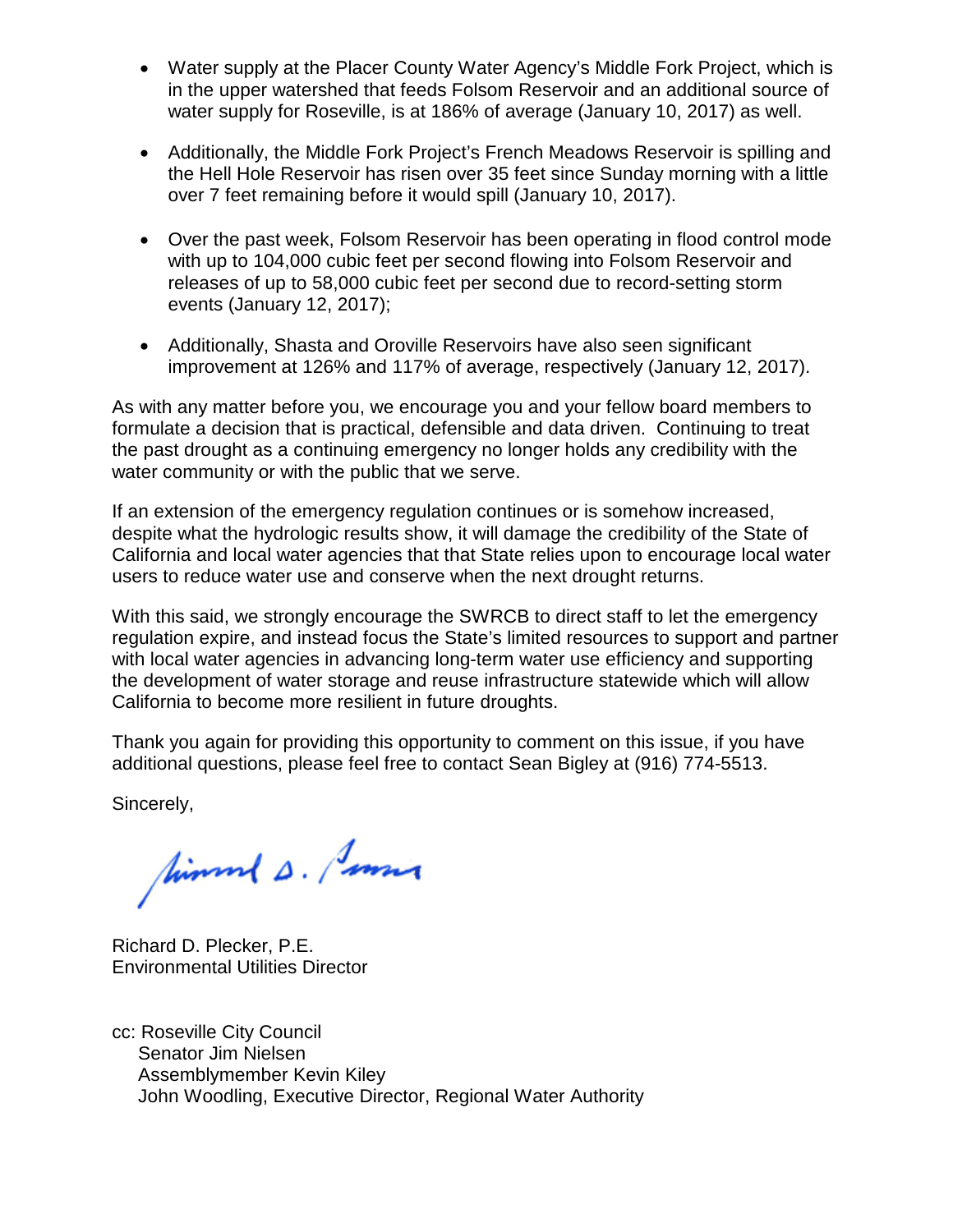- Water supply at the Placer County Water Agency's Middle Fork Project, which is in the upper watershed that feeds Folsom Reservoir and an additional source of water supply for Roseville, is at 186% of average (January 10, 2017) as well.

- Additionally, the Middle Fork Project's French Meadows Reservoir is spilling and the Hell Hole Reservoir has risen over 35 feet since Sunday morning with a little over 7 feet remaining before it would spill (January 10, 2017).

- Over the past week, Folsom Reservoir has been operating in flood control mode with up to 104,000 cubic feet per second flowing into Folsom Reservoir and releases of up to 58,000 cubic feet per second due to record-setting storm events (January 12, 2017);

- Additionally, Shasta and Oroville Reservoirs have also seen significant improvement at 126% and 117% of average, respectively (January 12, 2017).

As with any matter before you, we encourage you and your fellow board members to formulate a decision that is practical, defensible and data driven. Continuing to treat the past drought as a continuing emergency no longer holds any credibility with the water community or with the public that we serve.

If an extension of the emergency regulation continues or is somehow increased, despite what the hydrologic results show, it will damage the credibility of the State of California and local water agencies that that State relies upon to encourage local water users to reduce water use and conserve when the next drought returns.

With this said, we strongly encourage the SWRCB to direct staff to let the emergency regulation expire, and instead focus the State's limited resources to support and partner with local water agencies in advancing long-term water use efficiency and supporting the development of water storage and reuse infrastructure statewide which will allow California to become more resilient in future droughts.

Thank you again for providing this opportunity to comment on this issue, if you have additional questions, please feel free to contact Sean Bigley at (916) 774-5513.

Sincerely,

Richard D. Plecker, P.E.
Environmental Utilities Director

cc: Roseville City Council
Senator Jim Nielsen
Assemblymember Kevin Kiley
John Woodling, Executive Director, Regional Water Authority